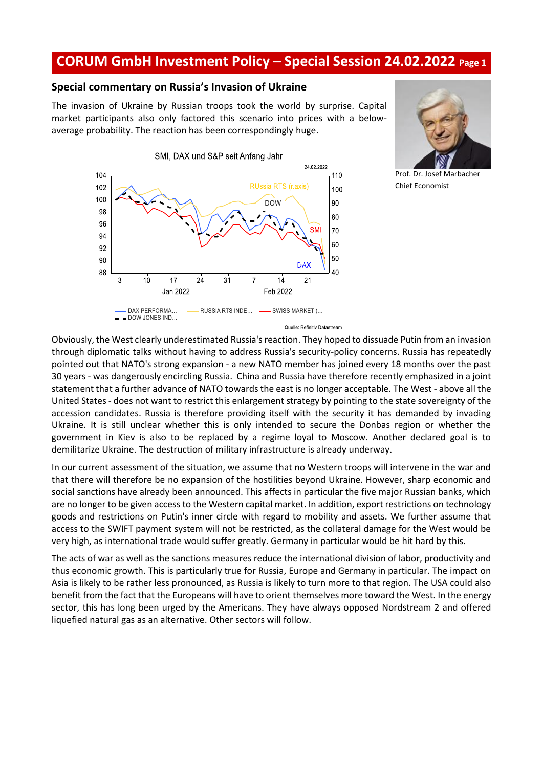# CORUM GmbH Investment Policy – Special Session 24.02.2022

## Special commentary on Russia's Invasion of Ukraine

The invasion of Ukraine by Russian troops took the world by surprise. Capital market participants also only factored this scenario into prices with a below-average probability. The reaction has been correspondingly huge.

Prof. Dr. Josef Marbacher
Chief Economist

Obviously, the West clearly underestimated Russia's reaction. They hoped to dissuade Putin from an invasion through diplomatic talks without having to address Russia's security-policy concerns. Russia has repeatedly pointed out that NATO's strong expansion - a new NATO member has joined every 18 months over the past 30 years - was dangerously encircling Russia. China and Russia have therefore recently emphasized in a joint statement that a further advance of NATO towards the east is no longer acceptable. The West - above all the United States - does not want to restrict this enlargement strategy by pointing to the state sovereignty of the accession candidates. Russia is therefore providing itself with the security it has demanded by invading Ukraine. It is still unclear whether this is only intended to secure the Donbas region or whether the government in Kiev is also to be replaced by a regime loyal to Moscow. Another declared goal is to demilitarize Ukraine. The destruction of military infrastructure is already underway.

In our current assessment of the situation, we assume that no Western troops will intervene in the war and that there will therefore be no expansion of the hostilities beyond Ukraine. However, sharp economic and social sanctions have already been announced. This affects in particular the five major Russian banks, which are no longer to be given access to the Western capital market. In addition, export restrictions on technology goods and restrictions on Putin's inner circle with regard to mobility and assets. We further assume that access to the SWIFT payment system will not be restricted, as the collateral damage for the West would be very high, as international trade would suffer greatly. Germany in particular would be hit hard by this.

The acts of war as well as the sanctions measures reduce the international division of labor, productivity and thus economic growth. This is particularly true for Russia, Europe and Germany in particular. The impact on Asia is likely to be rather less pronounced, as Russia is likely to turn more to that region. The USA could also benefit from the fact that the Europeans will have to orient themselves more toward the West. In the energy sector, this has long been urged by the Americans. They have always opposed Nordstream 2 and offered liquefied natural gas as an alternative. Other sectors will follow.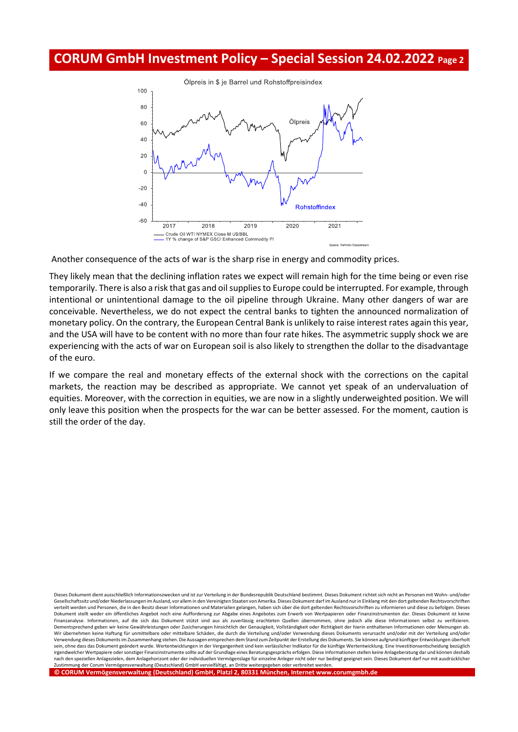Ölpreis in $ je Barrel und Rohstoffpreisindex

100
80
60
40
20
0
-20
-40
-60

2017 2018 2019 2020 2021

Ölpreis

Rohstoffindex

Crude Oil WTI NYMEX Close M U$/BBL
1Y % change of S&P GSCI Enhanced Commodity PI

Quelle: Refinitiv Datastream

Another consequence of the acts of war is the sharp rise in energy and commodity prices.

They likely mean that the declining inflation rates we expect will remain high for the time being or even rise temporarily. There is also a risk that gas and oil supplies to Europe could be interrupted. For example, through intentional or unintentional damage to the oil pipeline through Ukraine. Many other dangers of war are conceivable. Nevertheless, we do not expect the central banks to tighten the announced normalization of monetary policy. On the contrary, the European Central Bank is unlikely to raise interest rates again this year, and the USA will have to be content with no more than four rate hikes. The asymmetric supply shock we are experiencing with the acts of war on European soil is also likely to strengthen the dollar to the disadvantage of the euro.

If we compare the real and monetary effects of the external shock with the corrections on the capital markets, the reaction may be described as appropriate. We cannot yet speak of an undervaluation of equities. Moreover, with the correction in equities, we are now in a slightly underweighted position. We will only leave this position when the prospects for the war can be better assessed. For the moment, caution is still the order of the day.

Dieses Dokument dient ausschließlich Informationszwecken und ist zur Verteilung in der Bundesrepublik Deutschland bestimmt. Dieses Dokument richtet sich nicht an Personen mit Wohn- und/oder Gesellschaftssitz und/oder Niederlassungen im Ausland, vor allem in den Vereinigten Staaten von Amerika. Dieses Dokument darf im Ausland nur in Einklang mit den dort geltenden Rechtsvorschriften verteilt werden und Personen, die in den Besitz dieser Informationen und Materialien gelangen, haben sich über die dort geltenden Rechtsvorschriften zu informieren und diese zu befolgen. Dieses Dokument stellt weder ein öffentliches Angebot noch eine Aufforderung zur Abgabe eines Angebotes zum Erwerb von Wertpapieren oder Finanzinstrumenten dar. Dieses Dokument ist keine Finanzanalyse. Informationen, auf die sich das Dokument stützt sind aus als zuverlässig erachteten Quellen übernommen, ohne jedoch alle diese Informationen selbst zu verifizieren. Dementsprechend geben wir keine Gewährleistungen oder Zusicherungen hinsichtlich der Genauigkeit, Vollständigkeit oder Richtigkeit der hierin enthaltenen Informationen oder Meinungen ab. Wir übernehmen keine Haftung für unmittelbare oder mittelbare Schäden, die durch die Verteilung und/oder Verwendung dieses Dokuments verursacht und/oder mit der Verteilung und/oder Verwendung dieses Dokuments im Zusammenhang stehen. Die Aussagen entsprechen dem Stand zum Zeitpunkt der Erstellung des Dokuments. Sie können aufgrund künftiger Entwicklungen überholt sein, ohne dass das Dokument geändert wurde. Wertentwicklungen in der Vergangenheit sind kein verlässlicher Indikator für die künftige Wertentwicklung. Eine Investitionsentscheidung bezüglich irgendwelcher Wertpapiere oder sonstiger Finanzinstrumente sollte auf der Grundlage eines Beratungsgesprächs erfolgen. Diese Informationen stellen keine Anlageberatung dar und können deshalb nach den speziellen Anlagezielen, dem Anlagehorizont oder der individuellen Vermögenslage für einzelne Anleger nicht oder nur bedingt geeignet sein. Dieses Dokument darf nur mit ausdrücklicher Zustimmung der Corum Vermögensverwaltung (Deutschland) GmbH vervielfältigt, an Dritte weitergegeben oder verbreitet werden.

**© CORUM Vermögensverwaltung (Deutschland) GmbH, Platzl 2, 80331 München, Internet www.corumgmbh.de**